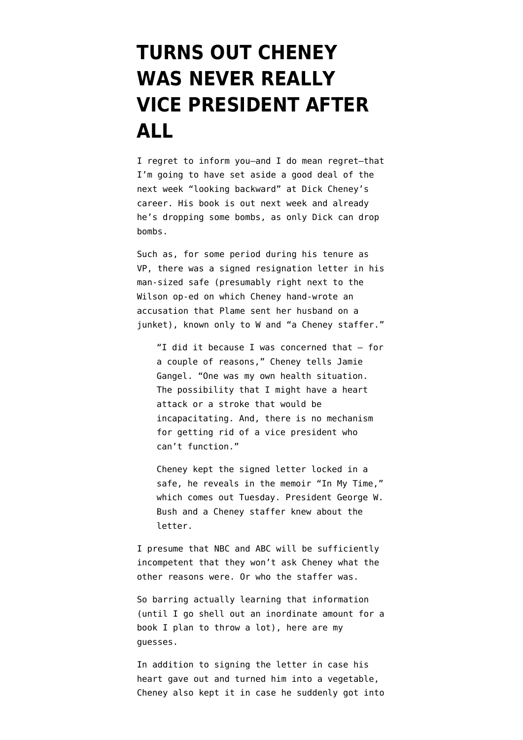# TURNS OUT CHENEY WAS NEVER REALLY VICE PRESIDENT AFTER ALL

I regret to inform you—and I do mean regret—that I'm going to have set aside a good deal of the next week "looking backward" at Dick Cheney's career. His book is out next week and already he's dropping some bombs, as only Dick can drop bombs.

Such as, for some period during his tenure as VP, there was a signed resignation letter in his man-sized safe (presumably right next to the Wilson op-ed on which Cheney hand-wrote an accusation that Plame sent her husband on a junket), known only to W and "a Cheney staffer."

> "I did it because I was concerned that — for a couple of reasons," Cheney tells Jamie Gangel. "One was my own health situation. The possibility that I might have a heart attack or a stroke that would be incapacitating. And, there is no mechanism for getting rid of a vice president who can't function."
>
> Cheney kept the signed letter locked in a safe, he reveals in the memoir "In My Time," which comes out Tuesday. President George W. Bush and a Cheney staffer knew about the letter.

I presume that NBC and ABC will be sufficiently incompetent that they won't ask Cheney what the other reasons were. Or who the staffer was.

So barring actually learning that information (until I go shell out an inordinate amount for a book I plan to throw a lot), here are my guesses.

In addition to signing the letter in case his heart gave out and turned him into a vegetable, Cheney also kept it in case he suddenly got into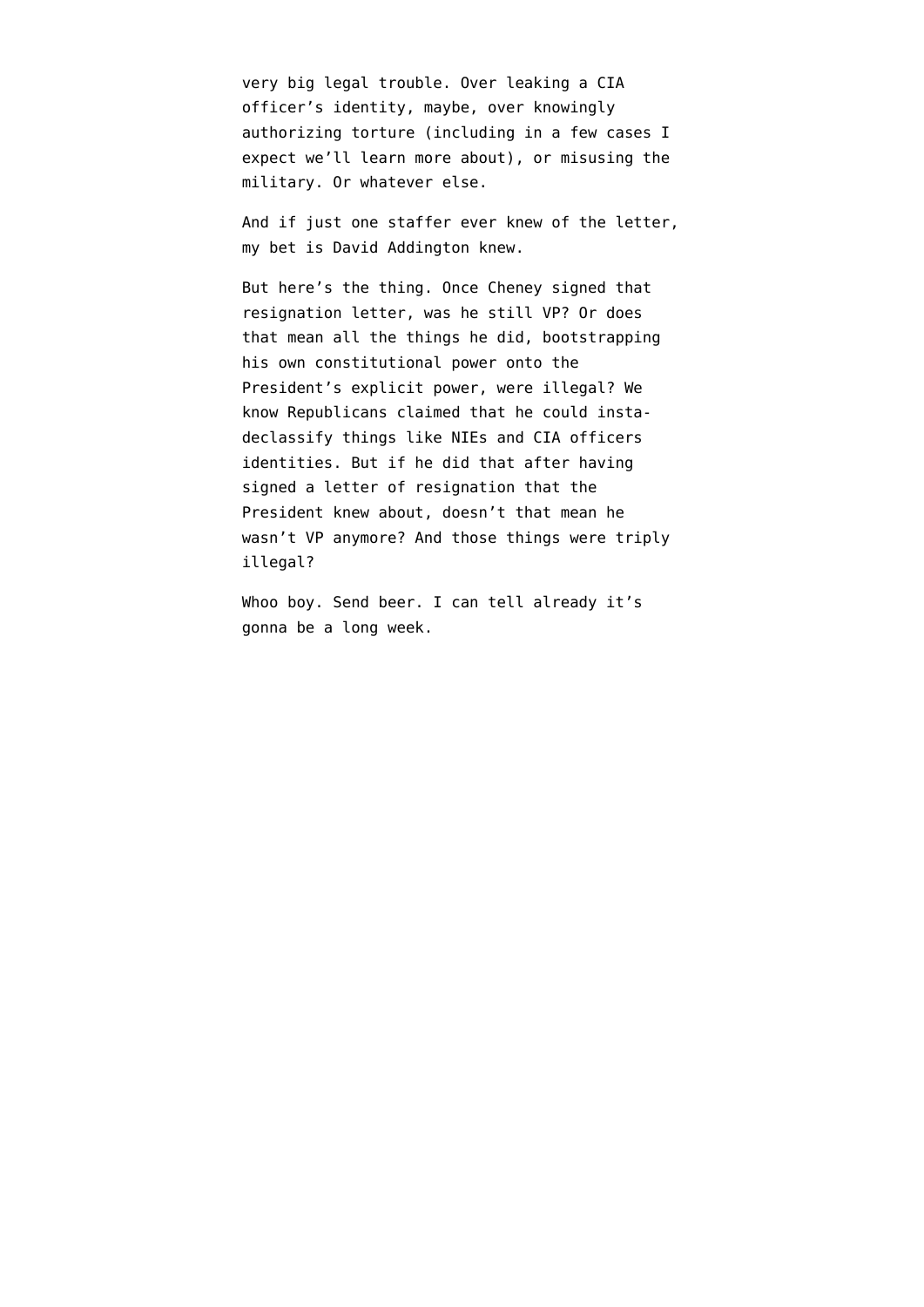very big legal trouble. Over leaking a CIA officer's identity, maybe, over knowingly authorizing torture (including in a few cases I expect we'll learn more about), or misusing the military. Or whatever else.

And if just one staffer ever knew of the letter, my bet is David Addington knew.

But here's the thing. Once Cheney signed that resignation letter, was he still VP? Or does that mean all the things he did, bootstrapping his own constitutional power onto the President's explicit power, were illegal? We know Republicans claimed that he could insta-declassify things like NIEs and CIA officers identities. But if he did that after having signed a letter of resignation that the President knew about, doesn't that mean he wasn't VP anymore? And those things were triply illegal?

Whoo boy. Send beer. I can tell already it's gonna be a long week.